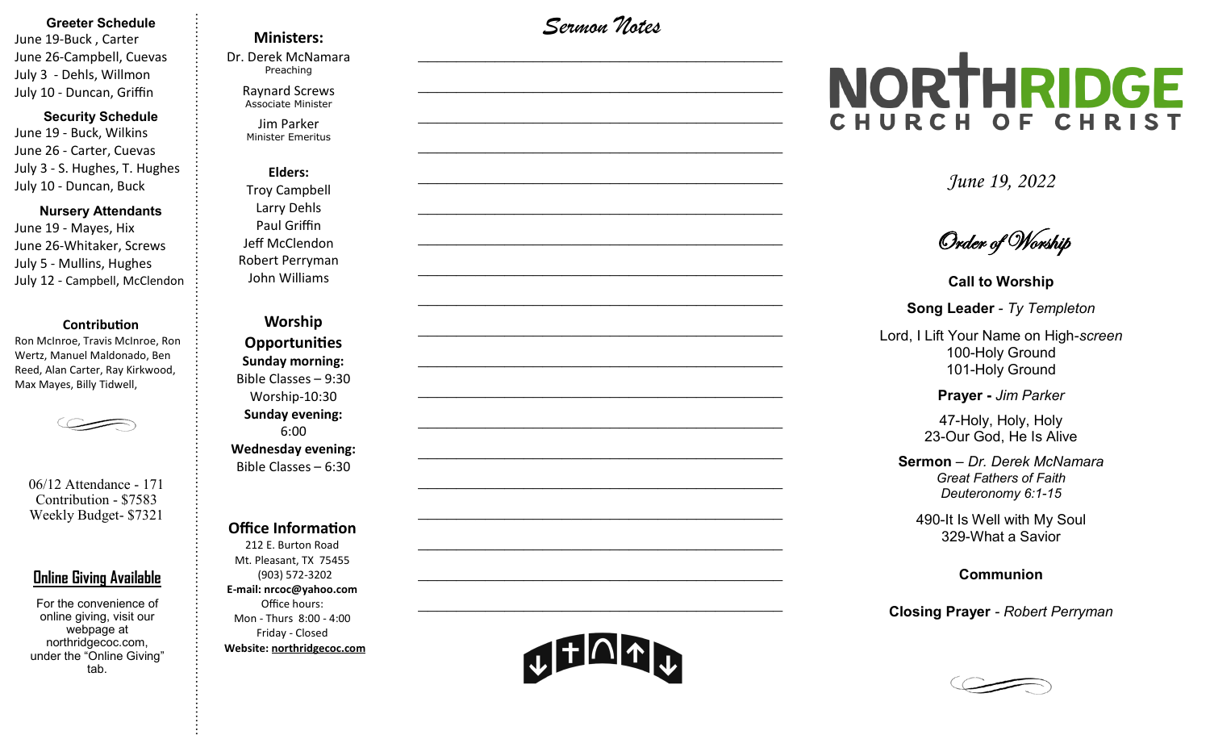### Greeter Schedule

June 19-Buck , Carter
June 26-Campbell, Cuevas
July 3 - Dehls, Willmon
July 10 - Duncan, Griffin

### Security Schedule

June 19 - Buck, Wilkins
June 26 - Carter, Cuevas
July 3 - S. Hughes, T. Hughes
July 10 - Duncan, Buck

### Nursery Attendants

June 19 - Mayes, Hix
June 26-Whitaker, Screws
July 5 - Mullins, Hughes
July 12 - Campbell, McClendon

### Contribution

Ron McInroe, Travis McInroe, Ron Wertz, Manuel Maldonado, Ben Reed, Alan Carter, Ray Kirkwood, Max Mayes, Billy Tidwell,

06/12 Attendance - 171
Contribution - $7583
Weekly Budget- $7321

### Online Giving Available

For the convenience of online giving, visit our webpage at northridgecoc.com, under the "Online Giving" tab.

### Ministers:

Dr. Derek McNamara
Preaching

Raynard Screws
Associate Minister

Jim Parker
Minister Emeritus

### Elders:

Troy Campbell
Larry Dehls
Paul Griffin
Jeff McClendon
Robert Perryman
John Williams

### Worship Opportunities

**Sunday morning:**
Bible Classes – 9:30
Worship-10:30
**Sunday evening:**
6:00
**Wednesday evening:**
Bible Classes – 6:30

### Office Information

212 E. Burton Road
Mt. Pleasant, TX 75455
(903) 572-3202
**E-mail: nrcoc@yahoo.com**
Office hours:
Mon - Thurs 8:00 - 4:00
Friday - Closed
**Website: northridgecoc.com**

## Sermon Notes

______________________________________________

______________________________________________

______________________________________________

______________________________________________

______________________________________________

______________________________________________

______________________________________________

______________________________________________

______________________________________________

______________________________________________

______________________________________________

______________________________________________

______________________________________________

______________________________________________

______________________________________________

______________________________________________

______________________________________________

______________________________________________

______________________________________________

# NORTHRIDGE CHURCH OF CHRIST

*June 19, 2022*

## Order of Worship

**Call to Worship**

**Song Leader** - *Ty Templeton*

Lord, I Lift Your Name on High-*screen*
100-Holy Ground
101-Holy Ground

**Prayer -** *Jim Parker*

47-Holy, Holy, Holy
23-Our God, He Is Alive

**Sermon** – *Dr. Derek McNamara*
*Great Fathers of Faith*
*Deuteronomy 6:1-15*

490-It Is Well with My Soul
329-What a Savior

**Communion**

**Closing Prayer** - *Robert Perryman*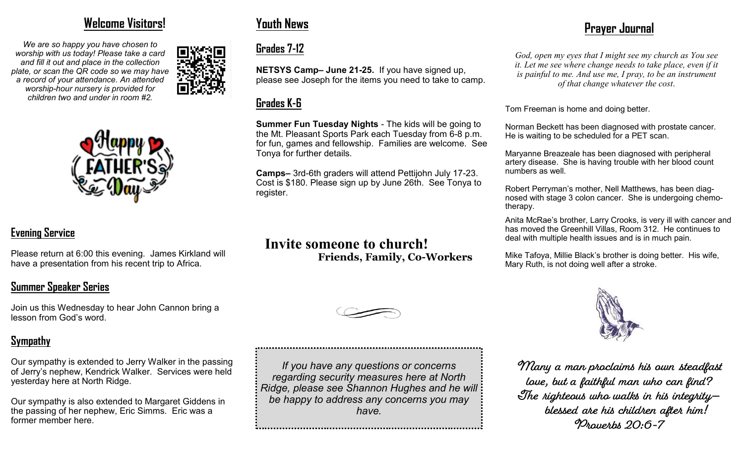## Welcome Visitors!

*We are so happy you have chosen to worship with us today! Please take a card and fill it out and place in the collection plate, or scan the QR code so we may have a record of your attendance. An attended worship-hour nursery is provided for children two and under in room #2.*

Happy FATHER'S Day

## Evening Service

Please return at 6:00 this evening. James Kirkland will have a presentation from his recent trip to Africa.

## Summer Speaker Series

Join us this Wednesday to hear John Cannon bring a lesson from God's word.

## Sympathy

Our sympathy is extended to Jerry Walker in the passing of Jerry's nephew, Kendrick Walker. Services were held yesterday here at North Ridge.

Our sympathy is also extended to Margaret Giddens in the passing of her nephew, Eric Simms. Eric was a former member here.

## Youth News

### Grades 7-12

**NETSYS Camp– June 21-25.** If you have signed up, please see Joseph for the items you need to take to camp.

### Grades K-6

**Summer Fun Tuesday Nights** - The kids will be going to the Mt. Pleasant Sports Park each Tuesday from 6-8 p.m. for fun, games and fellowship. Families are welcome. See Tonya for further details.

**Camps–** 3rd-6th graders will attend Pettijohn July 17-23. Cost is $180. Please sign up by June 26th. See Tonya to register.

**Invite someone to church!**
**Friends, Family, Co-Workers**

*If you have any questions or concerns regarding security measures here at North Ridge, please see Shannon Hughes and he will be happy to address any concerns you may have.*

## Prayer Journal

*God, open my eyes that I might see my church as You see it. Let me see where change needs to take place, even if it is painful to me. And use me, I pray, to be an instrument of that change whatever the cost.*

Tom Freeman is home and doing better.

Norman Beckett has been diagnosed with prostate cancer. He is waiting to be scheduled for a PET scan.

Maryanne Breazeale has been diagnosed with peripheral artery disease. She is having trouble with her blood count numbers as well.

Robert Perryman's mother, Nell Matthews, has been diagnosed with stage 3 colon cancer. She is undergoing chemotherapy.

Anita McRae's brother, Larry Crooks, is very ill with cancer and has moved the Greenhill Villas, Room 312. He continues to deal with multiple health issues and is in much pain.

Mike Tafoya, Millie Black's brother is doing better. His wife, Mary Ruth, is not doing well after a stroke.

Many a man proclaims his own steadfast love, but a faithful man who can find? The righteous who walks in his integrity— blessed are his children after him!
Proverbs 20:6-7